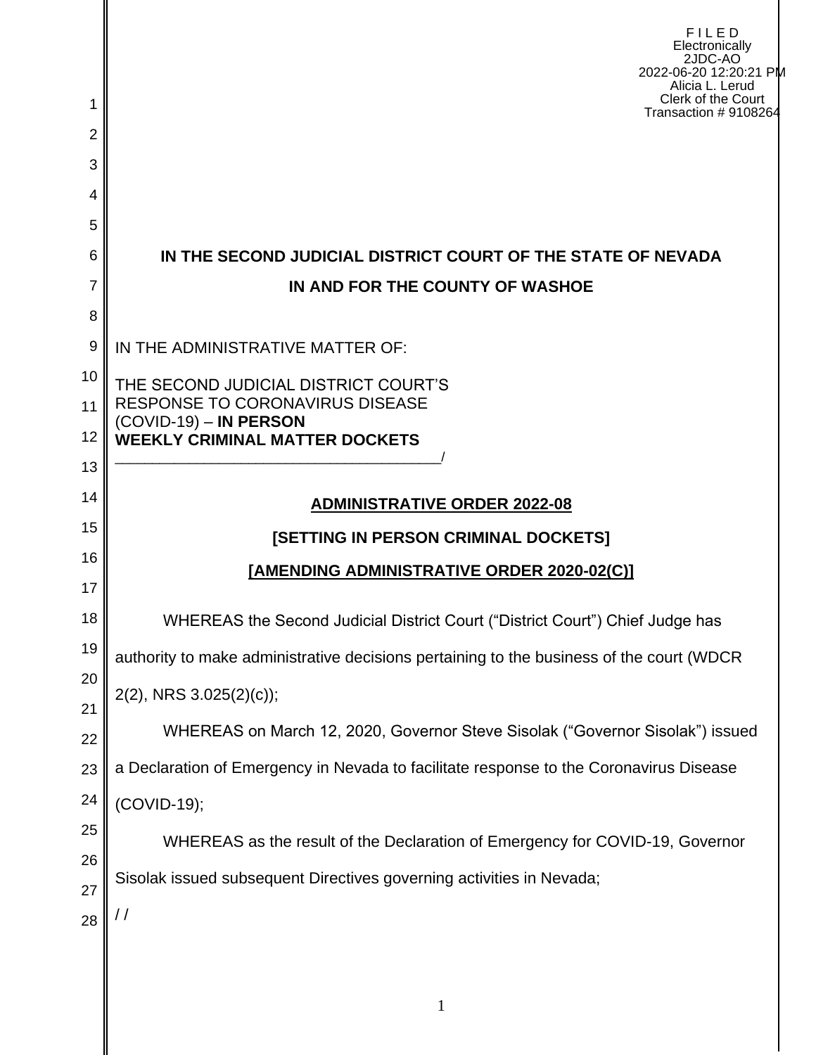F I L E D
Electronically
2JDC-AO
2022-06-20 12:20:21 PM
Alicia L. Lerud
Clerk of the Court
Transaction # 9108264

**IN THE SECOND JUDICIAL DISTRICT COURT OF THE STATE OF NEVADA**

**IN AND FOR THE COUNTY OF WASHOE**

IN THE ADMINISTRATIVE MATTER OF:

THE SECOND JUDICIAL DISTRICT COURT'S RESPONSE TO CORONAVIRUS DISEASE (COVID-19) – **IN PERSON WEEKLY CRIMINAL MATTER DOCKETS**
_______________________________________/

**ADMINISTRATIVE ORDER 2022-08**

**[SETTING IN PERSON CRIMINAL DOCKETS]**

**[AMENDING ADMINISTRATIVE ORDER 2020-02(C)]**

WHEREAS the Second Judicial District Court ("District Court") Chief Judge has authority to make administrative decisions pertaining to the business of the court (WDCR 2(2), NRS 3.025(2)(c));

WHEREAS on March 12, 2020, Governor Steve Sisolak ("Governor Sisolak") issued a Declaration of Emergency in Nevada to facilitate response to the Coronavirus Disease (COVID-19);

WHEREAS as the result of the Declaration of Emergency for COVID-19, Governor Sisolak issued subsequent Directives governing activities in Nevada;

/ /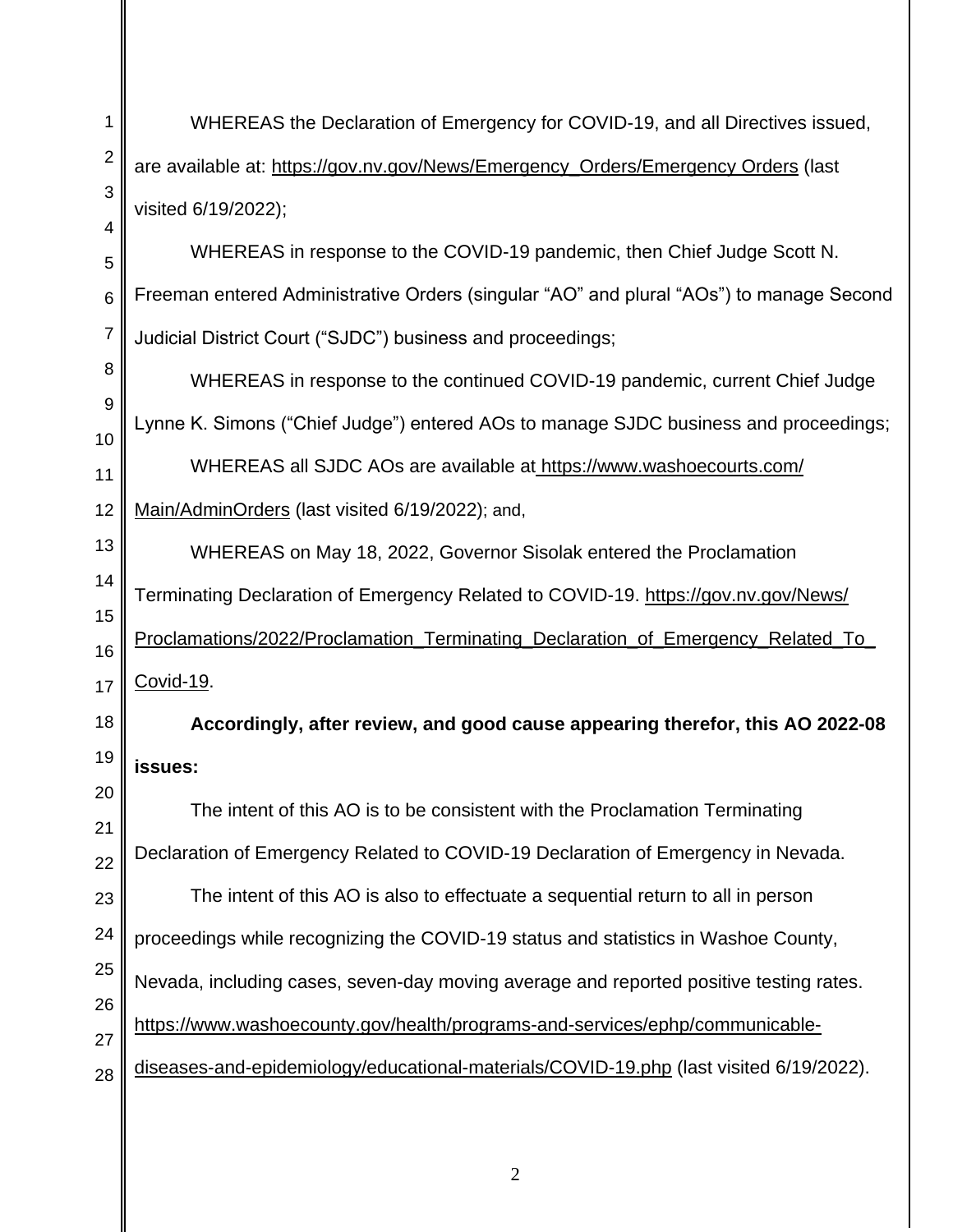WHEREAS the Declaration of Emergency for COVID-19, and all Directives issued, are available at: https://gov.nv.gov/News/Emergency_Orders/Emergency Orders (last visited 6/19/2022);

WHEREAS in response to the COVID-19 pandemic, then Chief Judge Scott N. Freeman entered Administrative Orders (singular "AO" and plural "AOs") to manage Second Judicial District Court ("SJDC") business and proceedings;

WHEREAS in response to the continued COVID-19 pandemic, current Chief Judge Lynne K. Simons ("Chief Judge") entered AOs to manage SJDC business and proceedings;

WHEREAS all SJDC AOs are available at https://www.washoecourts.com/Main/AdminOrders (last visited 6/19/2022); and,

WHEREAS on May 18, 2022, Governor Sisolak entered the Proclamation Terminating Declaration of Emergency Related to COVID-19. https://gov.nv.gov/News/Proclamations/2022/Proclamation_Terminating_Declaration_of_Emergency_Related_To_Covid-19.

**Accordingly, after review, and good cause appearing therefor, this AO 2022-08 issues:**

The intent of this AO is to be consistent with the Proclamation Terminating Declaration of Emergency Related to COVID-19 Declaration of Emergency in Nevada.

The intent of this AO is also to effectuate a sequential return to all in person proceedings while recognizing the COVID-19 status and statistics in Washoe County, Nevada, including cases, seven-day moving average and reported positive testing rates. https://www.washoecounty.gov/health/programs-and-services/ephp/communicable-diseases-and-epidemiology/educational-materials/COVID-19.php (last visited 6/19/2022).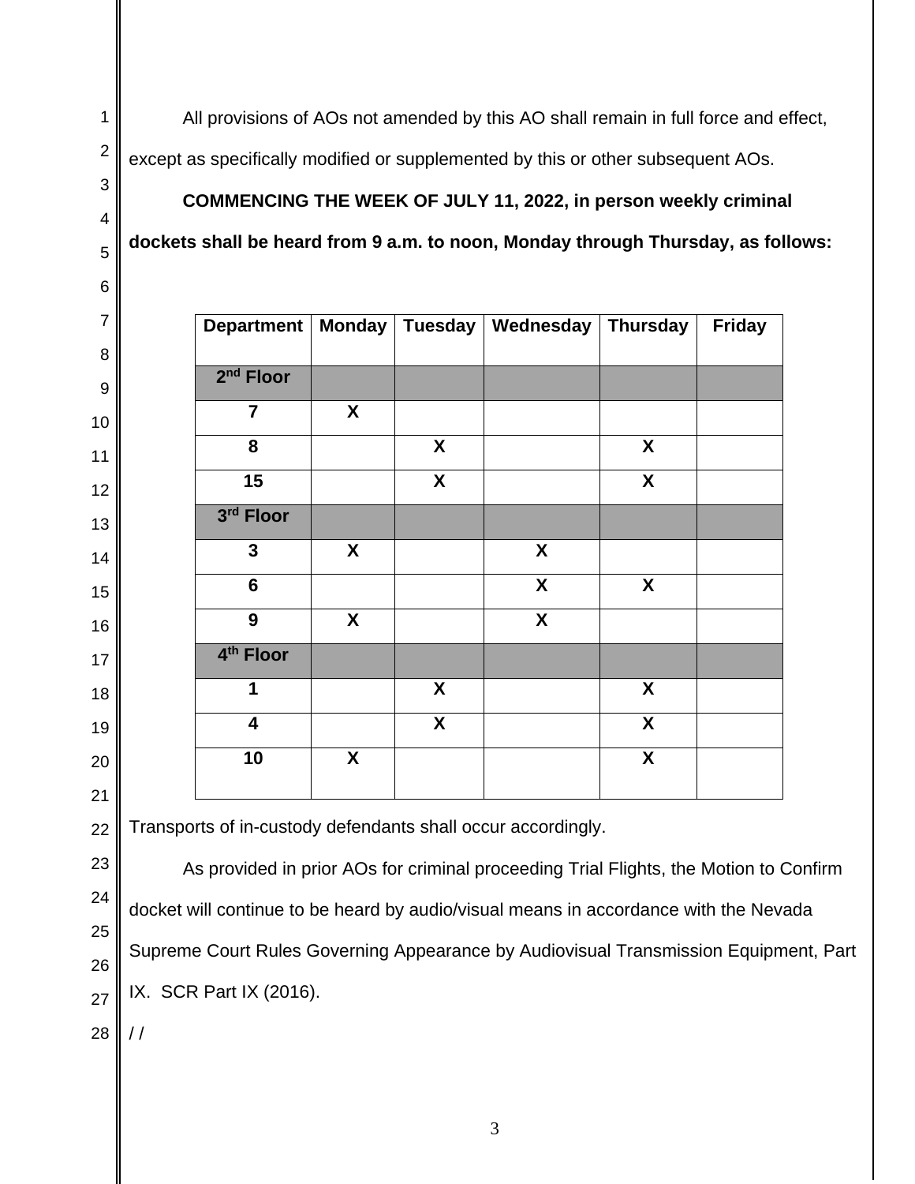All provisions of AOs not amended by this AO shall remain in full force and effect, except as specifically modified or supplemented by this or other subsequent AOs.

**COMMENCING THE WEEK OF JULY 11, 2022, in person weekly criminal dockets shall be heard from 9 a.m. to noon, Monday through Thursday, as follows:**

| Department | Monday | Tuesday | Wednesday | Thursday | Friday |
|---|---|---|---|---|---|
| **2nd Floor** | | | | | |
| 7 | X | | | | |
| 8 | | X | | X | |
| 15 | | X | | X | |
| **3rd Floor** | | | | | |
| 3 | X | | X | | |
| 6 | | | X | X | |
| 9 | X | | X | | |
| **4th Floor** | | | | | |
| 1 | | X | | X | |
| 4 | | X | | X | |
| 10 | X | | | X | |

Transports of in-custody defendants shall occur accordingly.

As provided in prior AOs for criminal proceeding Trial Flights, the Motion to Confirm docket will continue to be heard by audio/visual means in accordance with the Nevada Supreme Court Rules Governing Appearance by Audiovisual Transmission Equipment, Part IX. SCR Part IX (2016).

/ /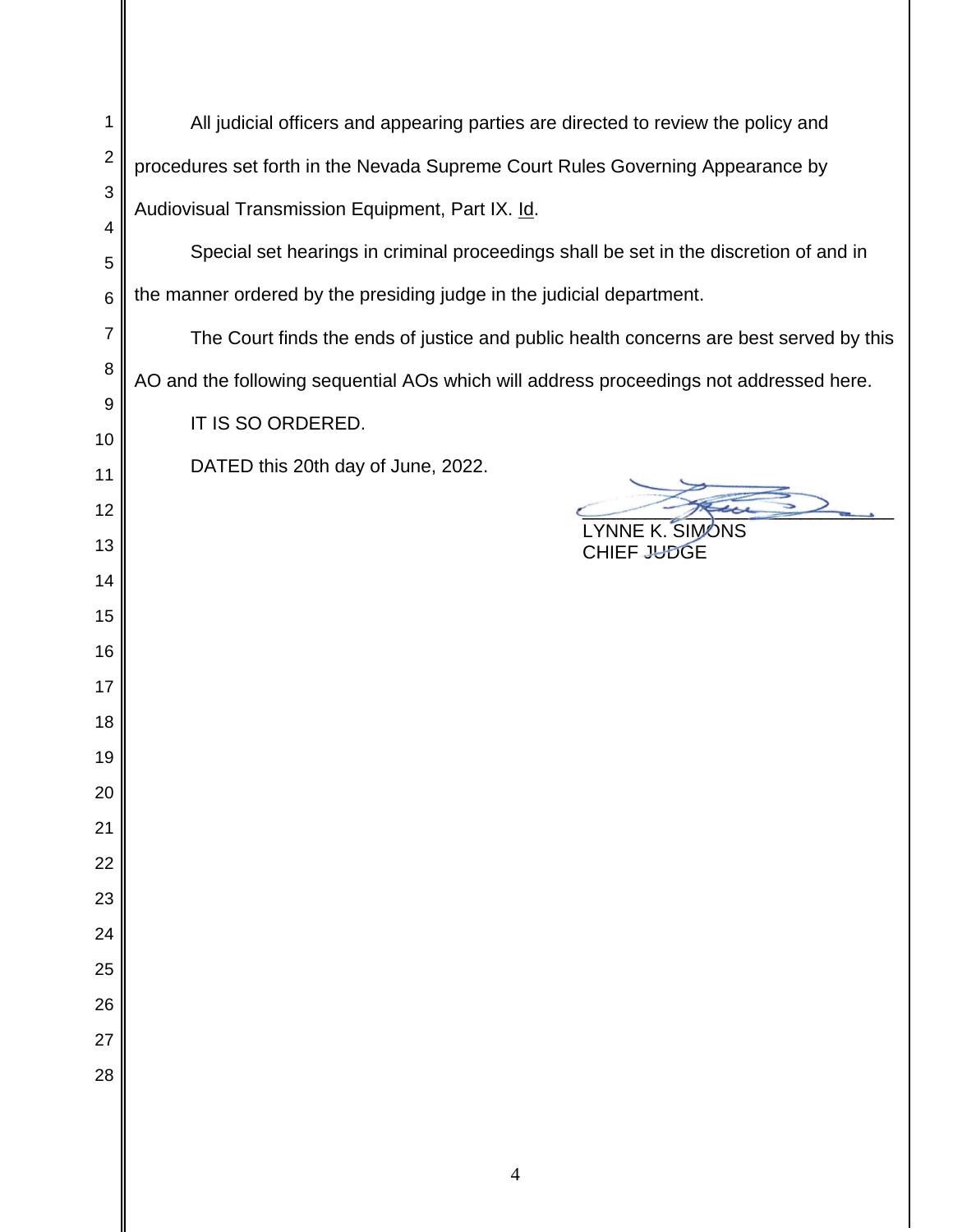All judicial officers and appearing parties are directed to review the policy and procedures set forth in the Nevada Supreme Court Rules Governing Appearance by Audiovisual Transmission Equipment, Part IX. Id.

Special set hearings in criminal proceedings shall be set in the discretion of and in the manner ordered by the presiding judge in the judicial department.

The Court finds the ends of justice and public health concerns are best served by this AO and the following sequential AOs which will address proceedings not addressed here.

IT IS SO ORDERED.

DATED this 20th day of June, 2022.

LYNNE K. SIMONS
CHIEF JUDGE